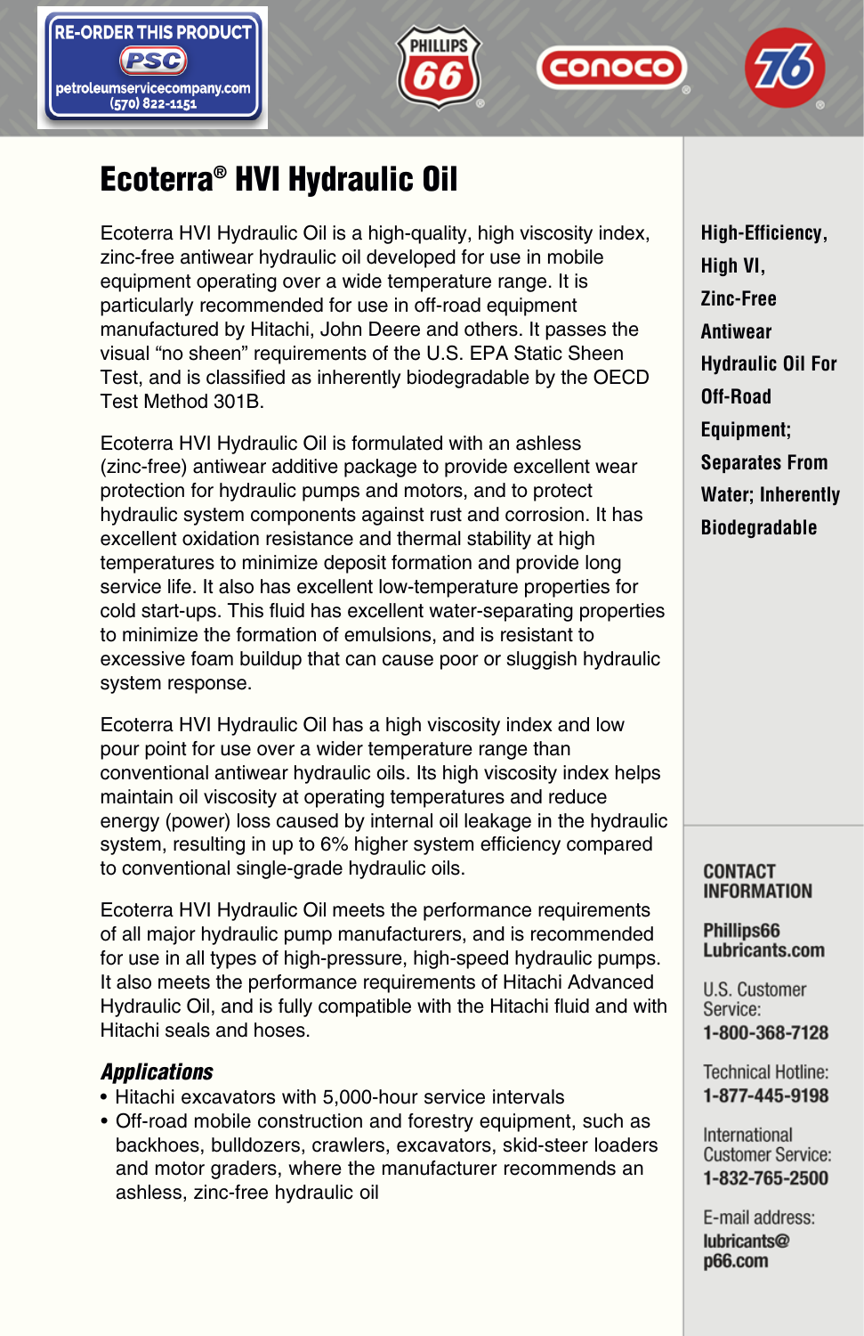RE-ORDER THIS PRODUCT
PSC
petroleumservicecompany.com
(570) 822-1151

# Ecoterra® HVI Hydraulic Oil

Ecoterra HVI Hydraulic Oil is a high-quality, high viscosity index, zinc-free antiwear hydraulic oil developed for use in mobile equipment operating over a wide temperature range. It is particularly recommended for use in off-road equipment manufactured by Hitachi, John Deere and others. It passes the visual "no sheen" requirements of the U.S. EPA Static Sheen Test, and is classified as inherently biodegradable by the OECD Test Method 301B.

Ecoterra HVI Hydraulic Oil is formulated with an ashless (zinc-free) antiwear additive package to provide excellent wear protection for hydraulic pumps and motors, and to protect hydraulic system components against rust and corrosion. It has excellent oxidation resistance and thermal stability at high temperatures to minimize deposit formation and provide long service life. It also has excellent low-temperature properties for cold start-ups. This fluid has excellent water-separating properties to minimize the formation of emulsions, and is resistant to excessive foam buildup that can cause poor or sluggish hydraulic system response.

Ecoterra HVI Hydraulic Oil has a high viscosity index and low pour point for use over a wider temperature range than conventional antiwear hydraulic oils. Its high viscosity index helps maintain oil viscosity at operating temperatures and reduce energy (power) loss caused by internal oil leakage in the hydraulic system, resulting in up to 6% higher system efficiency compared to conventional single-grade hydraulic oils.

Ecoterra HVI Hydraulic Oil meets the performance requirements of all major hydraulic pump manufacturers, and is recommended for use in all types of high-pressure, high-speed hydraulic pumps. It also meets the performance requirements of Hitachi Advanced Hydraulic Oil, and is fully compatible with the Hitachi fluid and with Hitachi seals and hoses.

### *Applications*

- Hitachi excavators with 5,000-hour service intervals
- Off-road mobile construction and forestry equipment, such as backhoes, bulldozers, crawlers, excavators, skid-steer loaders and motor graders, where the manufacturer recommends an ashless, zinc-free hydraulic oil

**High-Efficiency, High VI, Zinc-Free Antiwear Hydraulic Oil For Off-Road Equipment; Separates From Water; Inherently Biodegradable**

**CONTACT INFORMATION**

**Phillips66 Lubricants.com**

U.S. Customer Service:
**1-800-368-7128**

Technical Hotline:
**1-877-445-9198**

International Customer Service:
**1-832-765-2500**

E-mail address:
**lubricants@p66.com**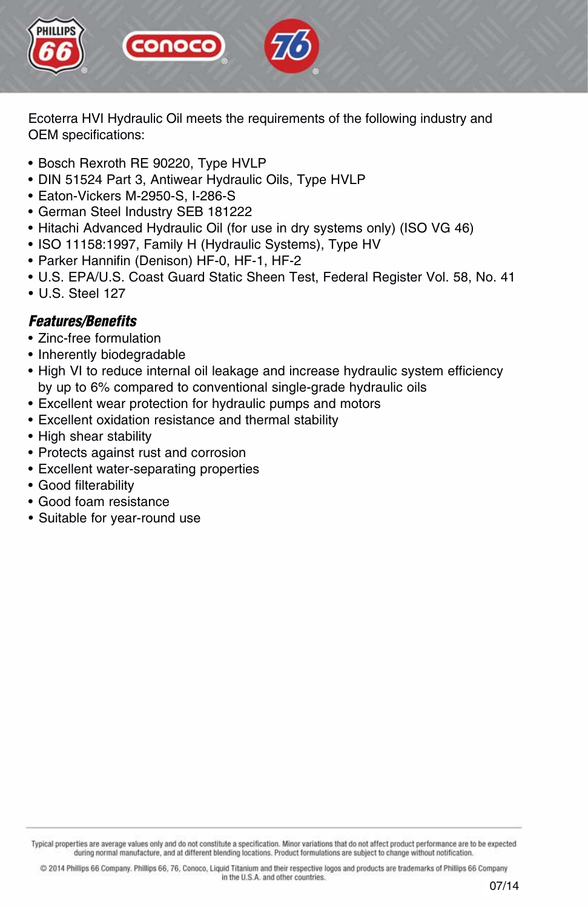Ecoterra HVI Hydraulic Oil meets the requirements of the following industry and OEM specifications:

- Bosch Rexroth RE 90220, Type HVLP
- DIN 51524 Part 3, Antiwear Hydraulic Oils, Type HVLP
- Eaton-Vickers M-2950-S, I-286-S
- German Steel Industry SEB 181222
- Hitachi Advanced Hydraulic Oil (for use in dry systems only) (ISO VG 46)
- ISO 11158:1997, Family H (Hydraulic Systems), Type HV
- Parker Hannifin (Denison) HF-0, HF-1, HF-2
- U.S. EPA/U.S. Coast Guard Static Sheen Test, Federal Register Vol. 58, No. 41
- U.S. Steel 127

## *Features/Benefits*

- Zinc-free formulation
- Inherently biodegradable
- High VI to reduce internal oil leakage and increase hydraulic system efficiency by up to 6% compared to conventional single-grade hydraulic oils
- Excellent wear protection for hydraulic pumps and motors
- Excellent oxidation resistance and thermal stability
- High shear stability
- Protects against rust and corrosion
- Excellent water-separating properties
- Good filterability
- Good foam resistance
- Suitable for year-round use

Typical properties are average values only and do not constitute a specification. Minor variations that do not affect product performance are to be expected during normal manufacture, and at different blending locations. Product formulations are subject to change without notification.

© 2014 Phillips 66 Company. Phillips 66, 76, Conoco, Liquid Titanium and their respective logos and products are trademarks of Phillips 66 Company in the U.S.A. and other countries.

07/14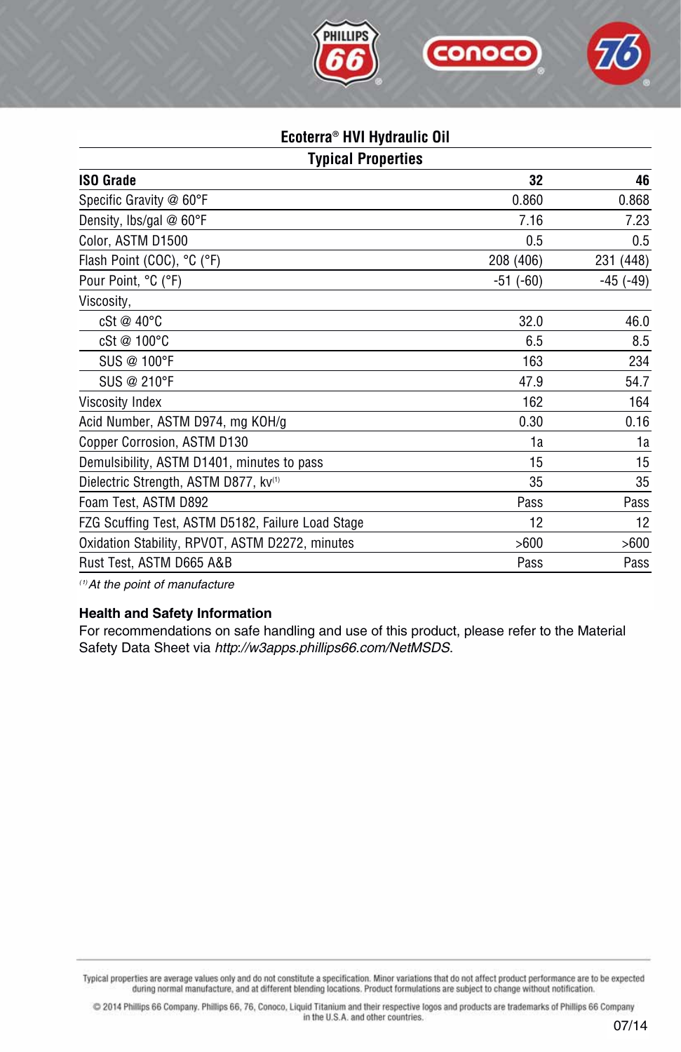## Ecoterra® HVI Hydraulic Oil

### Typical Properties

| ISO Grade | 32 | 46 |
|---|---|---|
| Specific Gravity @ 60°F | 0.860 | 0.868 |
| Density, lbs/gal @ 60°F | 7.16 | 7.23 |
| Color, ASTM D1500 | 0.5 | 0.5 |
| Flash Point (COC), °C (°F) | 208 (406) | 231 (448) |
| Pour Point, °C (°F) | -51 (-60) | -45 (-49) |
| Viscosity, | | |
| cSt @ 40°C | 32.0 | 46.0 |
| cSt @ 100°C | 6.5 | 8.5 |
| SUS @ 100°F | 163 | 234 |
| SUS @ 210°F | 47.9 | 54.7 |
| Viscosity Index | 162 | 164 |
| Acid Number, ASTM D974, mg KOH/g | 0.30 | 0.16 |
| Copper Corrosion, ASTM D130 | 1a | 1a |
| Demulsibility, ASTM D1401, minutes to pass | 15 | 15 |
| Dielectric Strength, ASTM D877, kv[1] | 35 | 35 |
| Foam Test, ASTM D892 | Pass | Pass |
| FZG Scuffing Test, ASTM D5182, Failure Load Stage | 12 | 12 |
| Oxidation Stability, RPVOT, ASTM D2272, minutes | >600 | >600 |
| Rust Test, ASTM D665 A&B | Pass | Pass |

[1] *At the point of manufacture*

**Health and Safety Information**

For recommendations on safe handling and use of this product, please refer to the Material Safety Data Sheet via *http://w3apps.phillips66.com/NetMSDS*.

Typical properties are average values only and do not constitute a specification. Minor variations that do not affect product performance are to be expected during normal manufacture, and at different blending locations. Product formulations are subject to change without notification.

© 2014 Phillips 66 Company. Phillips 66, 76, Conoco, Liquid Titanium and their respective logos and products are trademarks of Phillips 66 Company in the U.S.A. and other countries.

07/14